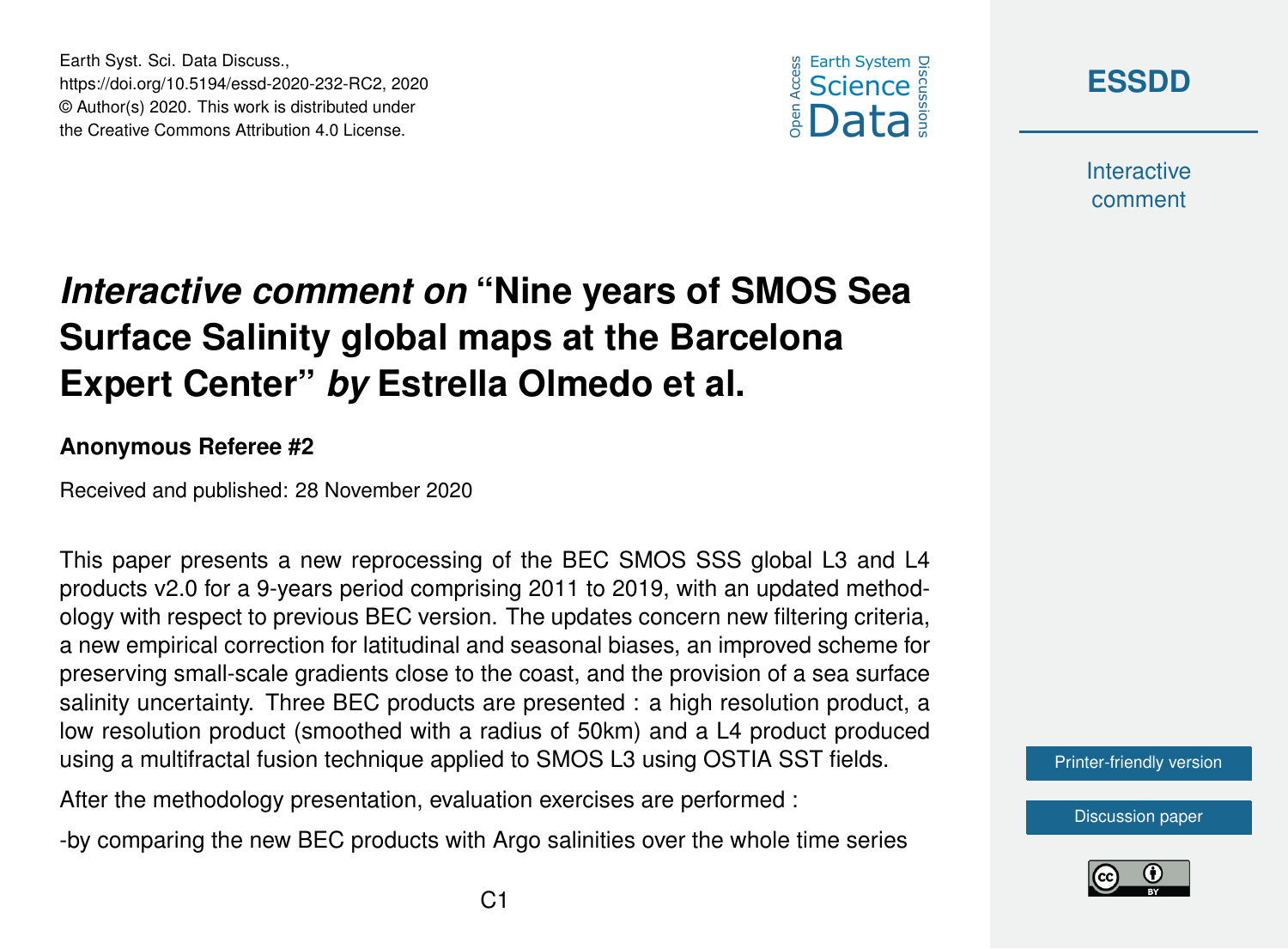# *Interactive comment on* "Nine years of SMOS Sea Surface Salinity global maps at the Barcelona Expert Center" *by* Estrella Olmedo et al.

**Anonymous Referee #2**

Received and published: 28 November 2020

This paper presents a new reprocessing of the BEC SMOS SSS global L3 and L4 products v2.0 for a 9-years period comprising 2011 to 2019, with an updated methodology with respect to previous BEC version. The updates concern new filtering criteria, a new empirical correction for latitudinal and seasonal biases, an improved scheme for preserving small-scale gradients close to the coast, and the provision of a sea surface salinity uncertainty. Three BEC products are presented : a high resolution product, a low resolution product (smoothed with a radius of 50km) and a L4 product produced using a multifractal fusion technique applied to SMOS L3 using OSTIA SST fields.

After the methodology presentation, evaluation exercises are performed :

-by comparing the new BEC products with Argo salinities over the whole time series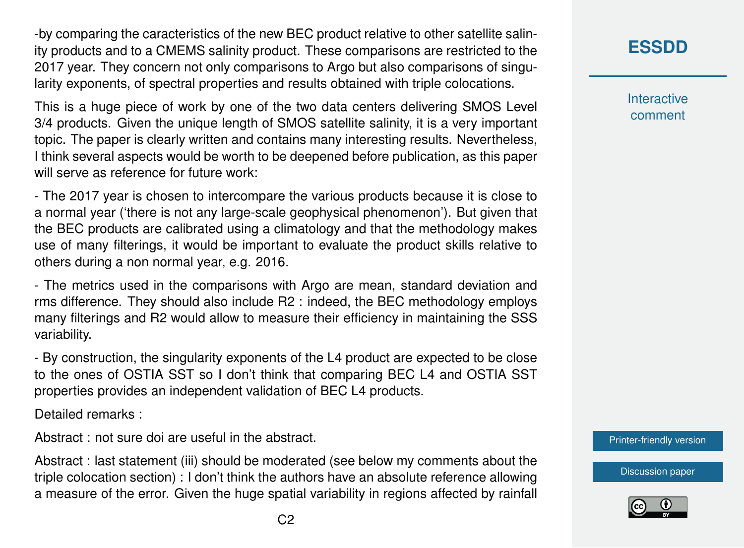-by comparing the caracteristics of the new BEC product relative to other satellite salinity products and to a CMEMS salinity product. These comparisons are restricted to the 2017 year. They concern not only comparisons to Argo but also comparisons of singularity exponents, of spectral properties and results obtained with triple colocations.

This is a huge piece of work by one of the two data centers delivering SMOS Level 3/4 products. Given the unique length of SMOS satellite salinity, it is a very important topic. The paper is clearly written and contains many interesting results. Nevertheless, I think several aspects would be worth to be deepened before publication, as this paper will serve as reference for future work:

- The 2017 year is chosen to intercompare the various products because it is close to a normal year ('there is not any large-scale geophysical phenomenon'). But given that the BEC products are calibrated using a climatology and that the methodology makes use of many filterings, it would be important to evaluate the product skills relative to others during a non normal year, e.g. 2016.

- The metrics used in the comparisons with Argo are mean, standard deviation and rms difference. They should also include R2 : indeed, the BEC methodology employs many filterings and R2 would allow to measure their efficiency in maintaining the SSS variability.

- By construction, the singularity exponents of the L4 product are expected to be close to the ones of OSTIA SST so I don't think that comparing BEC L4 and OSTIA SST properties provides an independent validation of BEC L4 products.

Detailed remarks :

Abstract : not sure doi are useful in the abstract.

Abstract : last statement (iii) should be moderated (see below my comments about the triple colocation section) : I don't think the authors have an absolute reference allowing a measure of the error. Given the huge spatial variability in regions affected by rainfall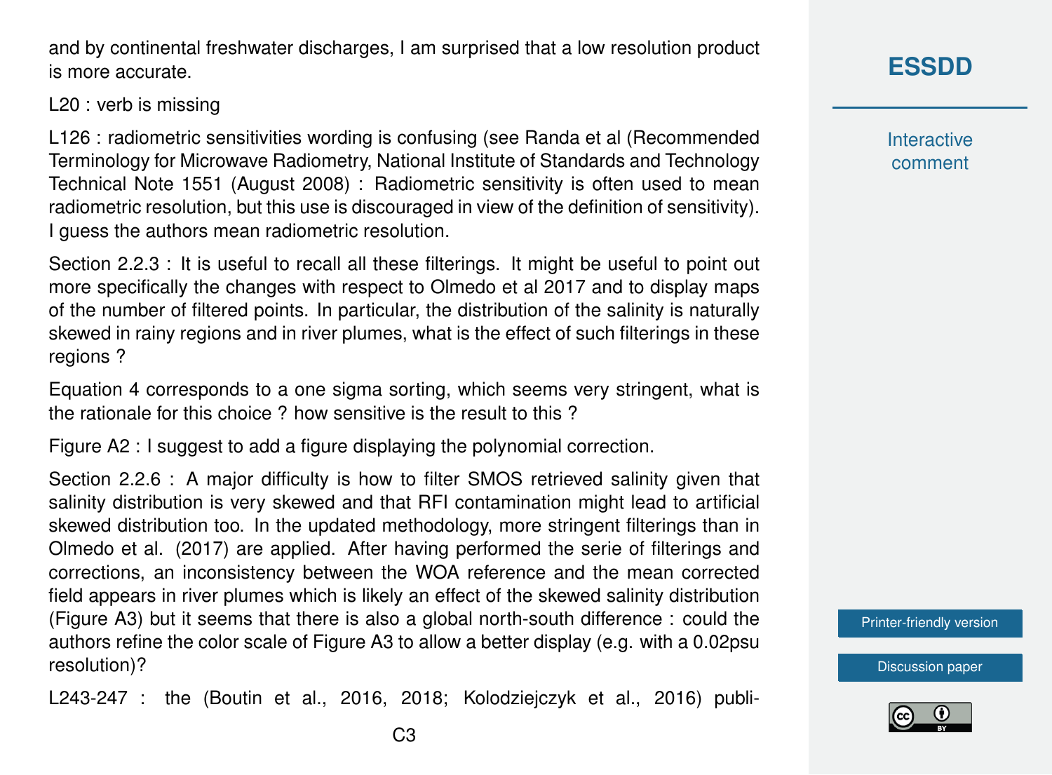and by continental freshwater discharges, I am surprised that a low resolution product is more accurate.

L20 : verb is missing

L126 : radiometric sensitivities wording is confusing (see Randa et al (Recommended Terminology for Microwave Radiometry, National Institute of Standards and Technology Technical Note 1551 (August 2008) : Radiometric sensitivity is often used to mean radiometric resolution, but this use is discouraged in view of the definition of sensitivity). I guess the authors mean radiometric resolution.

Section 2.2.3 : It is useful to recall all these filterings. It might be useful to point out more specifically the changes with respect to Olmedo et al 2017 and to display maps of the number of filtered points. In particular, the distribution of the salinity is naturally skewed in rainy regions and in river plumes, what is the effect of such filterings in these regions ?

Equation 4 corresponds to a one sigma sorting, which seems very stringent, what is the rationale for this choice ? how sensitive is the result to this ?

Figure A2 : I suggest to add a figure displaying the polynomial correction.

Section 2.2.6 : A major difficulty is how to filter SMOS retrieved salinity given that salinity distribution is very skewed and that RFI contamination might lead to artificial skewed distribution too. In the updated methodology, more stringent filterings than in Olmedo et al. (2017) are applied. After having performed the serie of filterings and corrections, an inconsistency between the WOA reference and the mean corrected field appears in river plumes which is likely an effect of the skewed salinity distribution (Figure A3) but it seems that there is also a global north-south difference : could the authors refine the color scale of Figure A3 to allow a better display (e.g. with a 0.02psu resolution)?

L243-247 : the (Boutin et al., 2016, 2018; Kolodziejczyk et al., 2016) publi-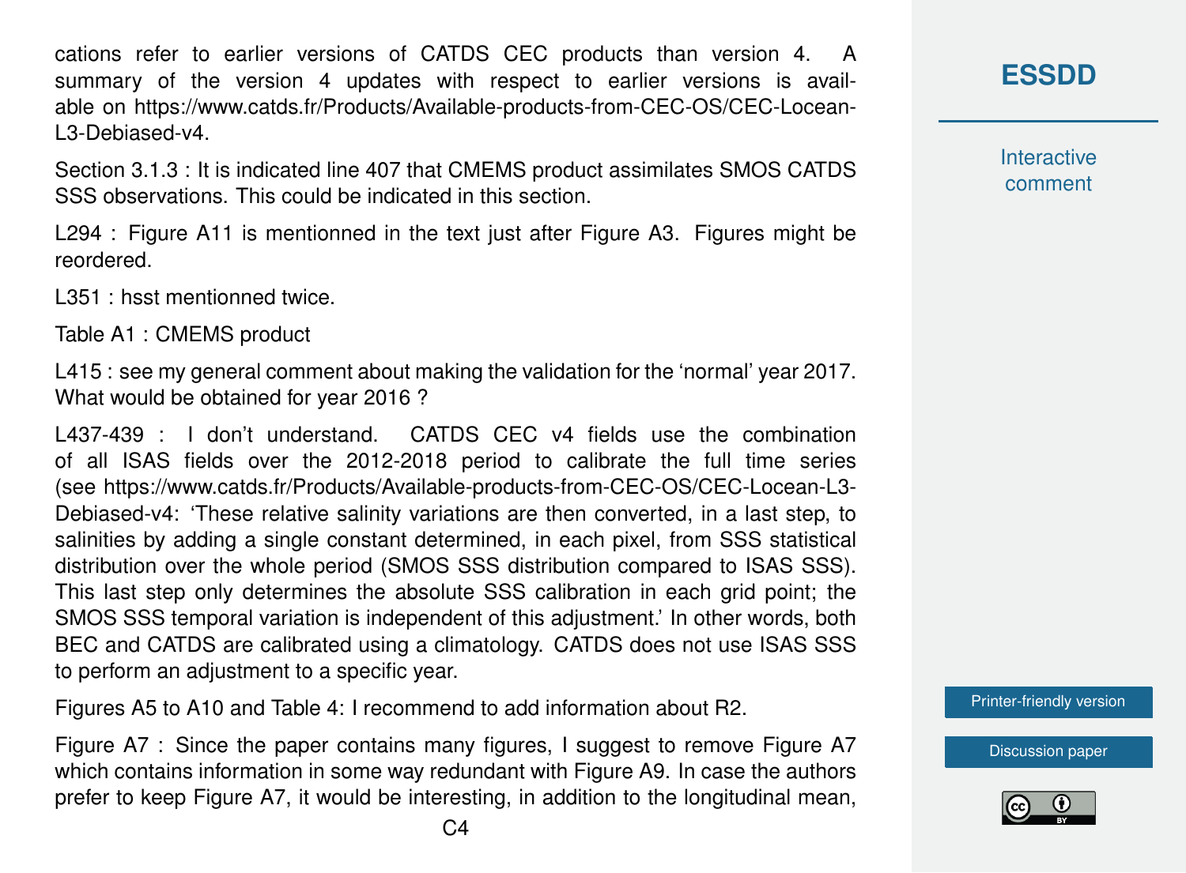cations refer to earlier versions of CATDS CEC products than version 4. A summary of the version 4 updates with respect to earlier versions is available on https://www.catds.fr/Products/Available-products-from-CEC-OS/CEC-Locean-L3-Debiased-v4.

Section 3.1.3 : It is indicated line 407 that CMEMS product assimilates SMOS CATDS SSS observations. This could be indicated in this section.

L294 : Figure A11 is mentionned in the text just after Figure A3. Figures might be reordered.

L351 : hsst mentionned twice.

Table A1 : CMEMS product

L415 : see my general comment about making the validation for the 'normal' year 2017. What would be obtained for year 2016 ?

L437-439 : I don't understand. CATDS CEC v4 fields use the combination of all ISAS fields over the 2012-2018 period to calibrate the full time series (see https://www.catds.fr/Products/Available-products-from-CEC-OS/CEC-Locean-L3-Debiased-v4: 'These relative salinity variations are then converted, in a last step, to salinities by adding a single constant determined, in each pixel, from SSS statistical distribution over the whole period (SMOS SSS distribution compared to ISAS SSS). This last step only determines the absolute SSS calibration in each grid point; the SMOS SSS temporal variation is independent of this adjustment.' In other words, both BEC and CATDS are calibrated using a climatology. CATDS does not use ISAS SSS to perform an adjustment to a specific year.

Figures A5 to A10 and Table 4: I recommend to add information about R2.

Figure A7 : Since the paper contains many figures, I suggest to remove Figure A7 which contains information in some way redundant with Figure A9. In case the authors prefer to keep Figure A7, it would be interesting, in addition to the longitudinal mean,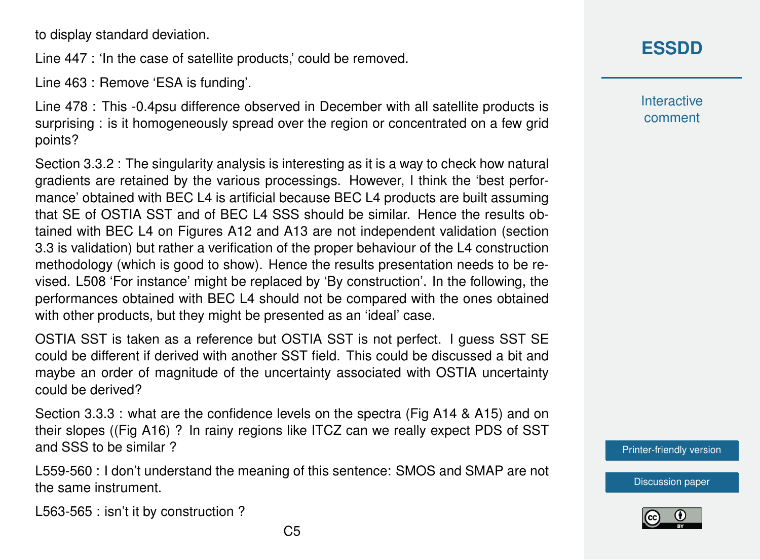to display standard deviation.

Line 447 : 'In the case of satellite products,' could be removed.

Line 463 : Remove 'ESA is funding'.

Line 478 : This -0.4psu difference observed in December with all satellite products is surprising : is it homogeneously spread over the region or concentrated on a few grid points?

Section 3.3.2 : The singularity analysis is interesting as it is a way to check how natural gradients are retained by the various processings. However, I think the 'best performance' obtained with BEC L4 is artificial because BEC L4 products are built assuming that SE of OSTIA SST and of BEC L4 SSS should be similar. Hence the results obtained with BEC L4 on Figures A12 and A13 are not independent validation (section 3.3 is validation) but rather a verification of the proper behaviour of the L4 construction methodology (which is good to show). Hence the results presentation needs to be revised. L508 'For instance' might be replaced by 'By construction'. In the following, the performances obtained with BEC L4 should not be compared with the ones obtained with other products, but they might be presented as an 'ideal' case.

OSTIA SST is taken as a reference but OSTIA SST is not perfect. I guess SST SE could be different if derived with another SST field. This could be discussed a bit and maybe an order of magnitude of the uncertainty associated with OSTIA uncertainty could be derived?

Section 3.3.3 : what are the confidence levels on the spectra (Fig A14 & A15) and on their slopes ((Fig A16) ? In rainy regions like ITCZ can we really expect PDS of SST and SSS to be similar ?

L559-560 : I don't understand the meaning of this sentence: SMOS and SMAP are not the same instrument.

L563-565 : isn't it by construction ?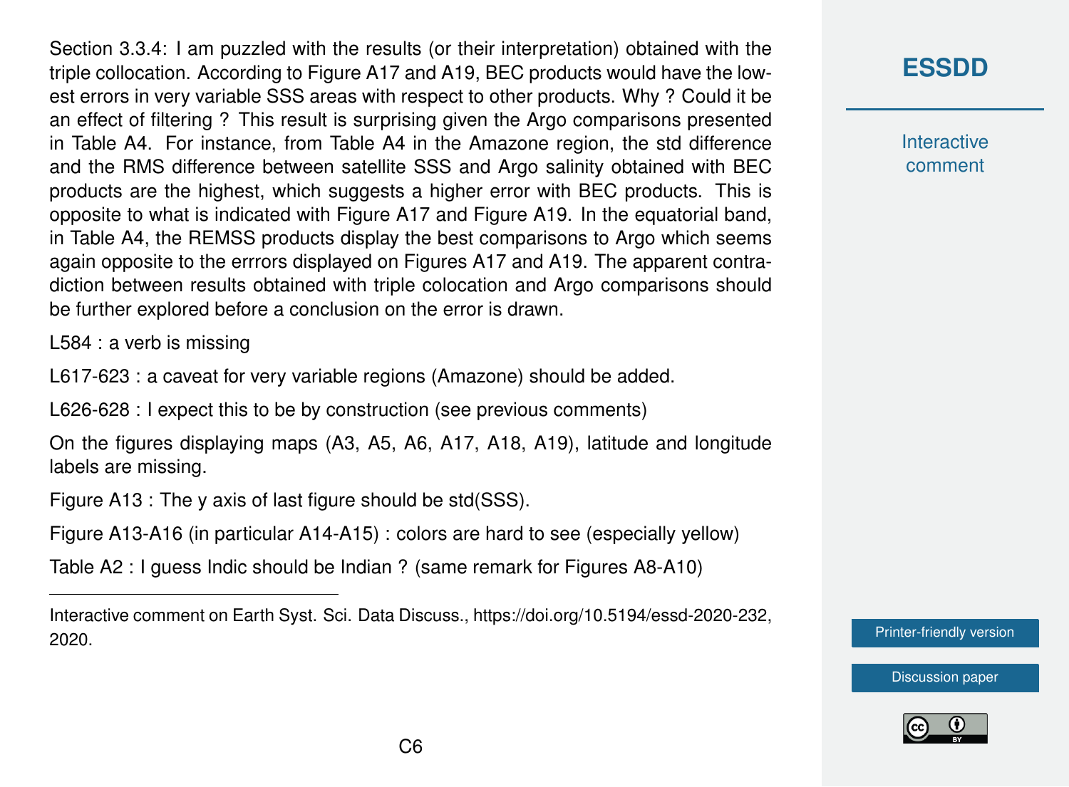Section 3.3.4: I am puzzled with the results (or their interpretation) obtained with the triple collocation. According to Figure A17 and A19, BEC products would have the lowest errors in very variable SSS areas with respect to other products. Why ? Could it be an effect of filtering ? This result is surprising given the Argo comparisons presented in Table A4. For instance, from Table A4 in the Amazone region, the std difference and the RMS difference between satellite SSS and Argo salinity obtained with BEC products are the highest, which suggests a higher error with BEC products. This is opposite to what is indicated with Figure A17 and Figure A19. In the equatorial band, in Table A4, the REMSS products display the best comparisons to Argo which seems again opposite to the errrors displayed on Figures A17 and A19. The apparent contradiction between results obtained with triple colocation and Argo comparisons should be further explored before a conclusion on the error is drawn.

L584 : a verb is missing

L617-623 : a caveat for very variable regions (Amazone) should be added.

L626-628 : I expect this to be by construction (see previous comments)

On the figures displaying maps (A3, A5, A6, A17, A18, A19), latitude and longitude labels are missing.

Figure A13 : The y axis of last figure should be std(SSS).

Figure A13-A16 (in particular A14-A15) : colors are hard to see (especially yellow)

Table A2 : I guess Indic should be Indian ? (same remark for Figures A8-A10)

---

Interactive comment on Earth Syst. Sci. Data Discuss., https://doi.org/10.5194/essd-2020-232, 2020.